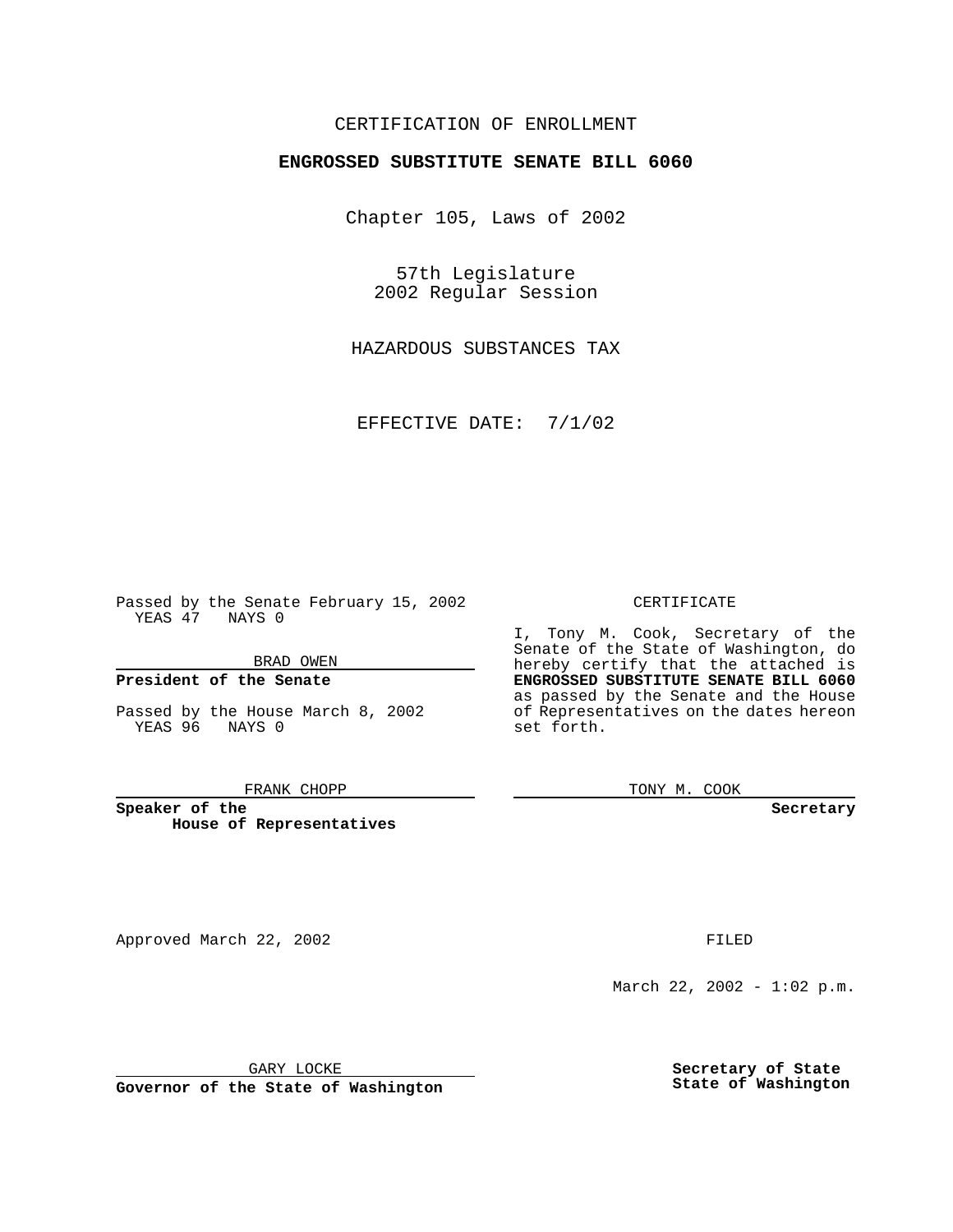CERTIFICATION OF ENROLLMENT

**ENGROSSED SUBSTITUTE SENATE BILL 6060**

Chapter 105, Laws of 2002

57th Legislature
2002 Regular Session

HAZARDOUS SUBSTANCES TAX

EFFECTIVE DATE: 7/1/02

Passed by the Senate February 15, 2002
YEAS 47 NAYS 0

BRAD OWEN

**President of the Senate**

Passed by the House March 8, 2002
YEAS 96 NAYS 0

FRANK CHOPP

**Speaker of the House of Representatives**

CERTIFICATE

I, Tony M. Cook, Secretary of the Senate of the State of Washington, do hereby certify that the attached is **ENGROSSED SUBSTITUTE SENATE BILL 6060** as passed by the Senate and the House of Representatives on the dates hereon set forth.

TONY M. COOK

**Secretary**

Approved March 22, 2002

GARY LOCKE

**Governor of the State of Washington**

FILED

March 22, 2002 - 1:02 p.m.

**Secretary of State**
**State of Washington**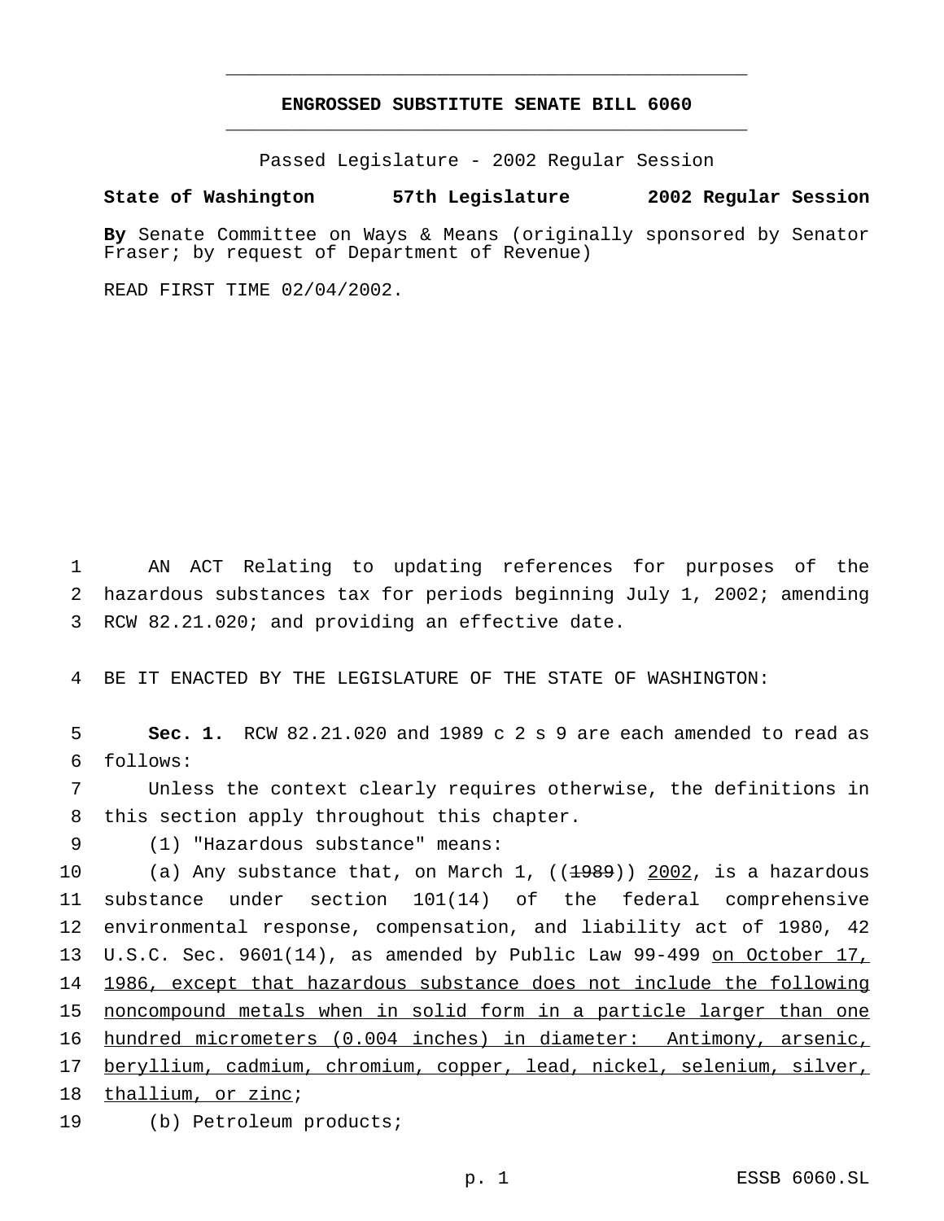# ENGROSSED SUBSTITUTE SENATE BILL 6060

Passed Legislature - 2002 Regular Session

**State of Washington 57th Legislature 2002 Regular Session**

**By** Senate Committee on Ways & Means (originally sponsored by Senator Fraser; by request of Department of Revenue)

READ FIRST TIME 02/04/2002.

AN ACT Relating to updating references for purposes of the hazardous substances tax for periods beginning July 1, 2002; amending RCW 82.21.020; and providing an effective date.

BE IT ENACTED BY THE LEGISLATURE OF THE STATE OF WASHINGTON:

**Sec. 1.** RCW 82.21.020 and 1989 c 2 s 9 are each amended to read as follows:

Unless the context clearly requires otherwise, the definitions in this section apply throughout this chapter.

(1) "Hazardous substance" means:

(a) Any substance that, on March 1, ((~~1989~~)) <u>2002</u>, is a hazardous substance under section 101(14) of the federal comprehensive environmental response, compensation, and liability act of 1980, 42 U.S.C. Sec. 9601(14), as amended by Public Law 99-499 <u>on October 17, 1986, except that hazardous substance does not include the following noncompound metals when in solid form in a particle larger than one hundred micrometers (0.004 inches) in diameter: Antimony, arsenic, beryllium, cadmium, chromium, copper, lead, nickel, selenium, silver, thallium, or zinc</u>;

(b) Petroleum products;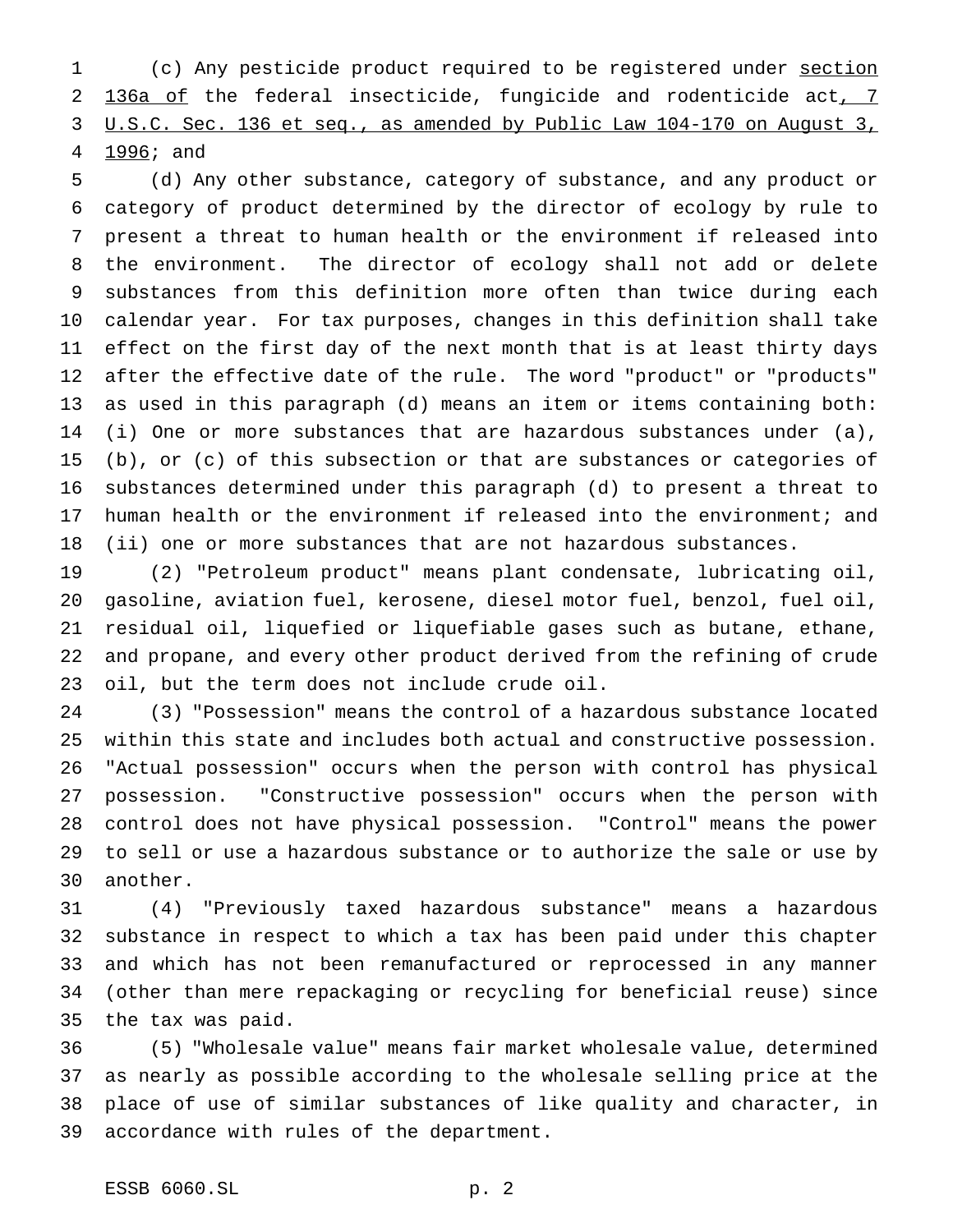(c) Any pesticide product required to be registered under section 136a of the federal insecticide, fungicide and rodenticide act, 7 U.S.C. Sec. 136 et seq., as amended by Public Law 104-170 on August 3, 1996; and

(d) Any other substance, category of substance, and any product or category of product determined by the director of ecology by rule to present a threat to human health or the environment if released into the environment. The director of ecology shall not add or delete substances from this definition more often than twice during each calendar year. For tax purposes, changes in this definition shall take effect on the first day of the next month that is at least thirty days after the effective date of the rule. The word "product" or "products" as used in this paragraph (d) means an item or items containing both: (i) One or more substances that are hazardous substances under (a), (b), or (c) of this subsection or that are substances or categories of substances determined under this paragraph (d) to present a threat to human health or the environment if released into the environment; and (ii) one or more substances that are not hazardous substances.

(2) "Petroleum product" means plant condensate, lubricating oil, gasoline, aviation fuel, kerosene, diesel motor fuel, benzol, fuel oil, residual oil, liquefied or liquefiable gases such as butane, ethane, and propane, and every other product derived from the refining of crude oil, but the term does not include crude oil.

(3) "Possession" means the control of a hazardous substance located within this state and includes both actual and constructive possession. "Actual possession" occurs when the person with control has physical possession. "Constructive possession" occurs when the person with control does not have physical possession. "Control" means the power to sell or use a hazardous substance or to authorize the sale or use by another.

(4) "Previously taxed hazardous substance" means a hazardous substance in respect to which a tax has been paid under this chapter and which has not been remanufactured or reprocessed in any manner (other than mere repackaging or recycling for beneficial reuse) since the tax was paid.

(5) "Wholesale value" means fair market wholesale value, determined as nearly as possible according to the wholesale selling price at the place of use of similar substances of like quality and character, in accordance with rules of the department.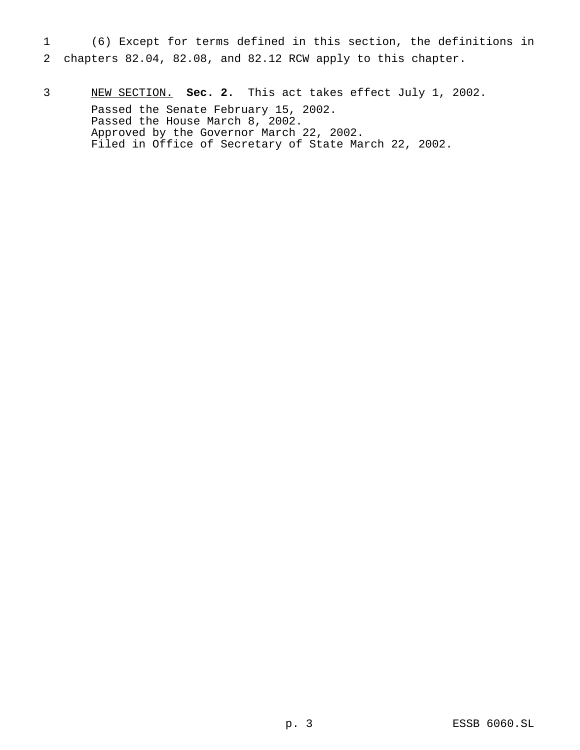(6) Except for terms defined in this section, the definitions in chapters 82.04, 82.08, and 82.12 RCW apply to this chapter.

NEW SECTION. **Sec. 2.** This act takes effect July 1, 2002.

Passed the Senate February 15, 2002.
Passed the House March 8, 2002.
Approved by the Governor March 22, 2002.
Filed in Office of Secretary of State March 22, 2002.